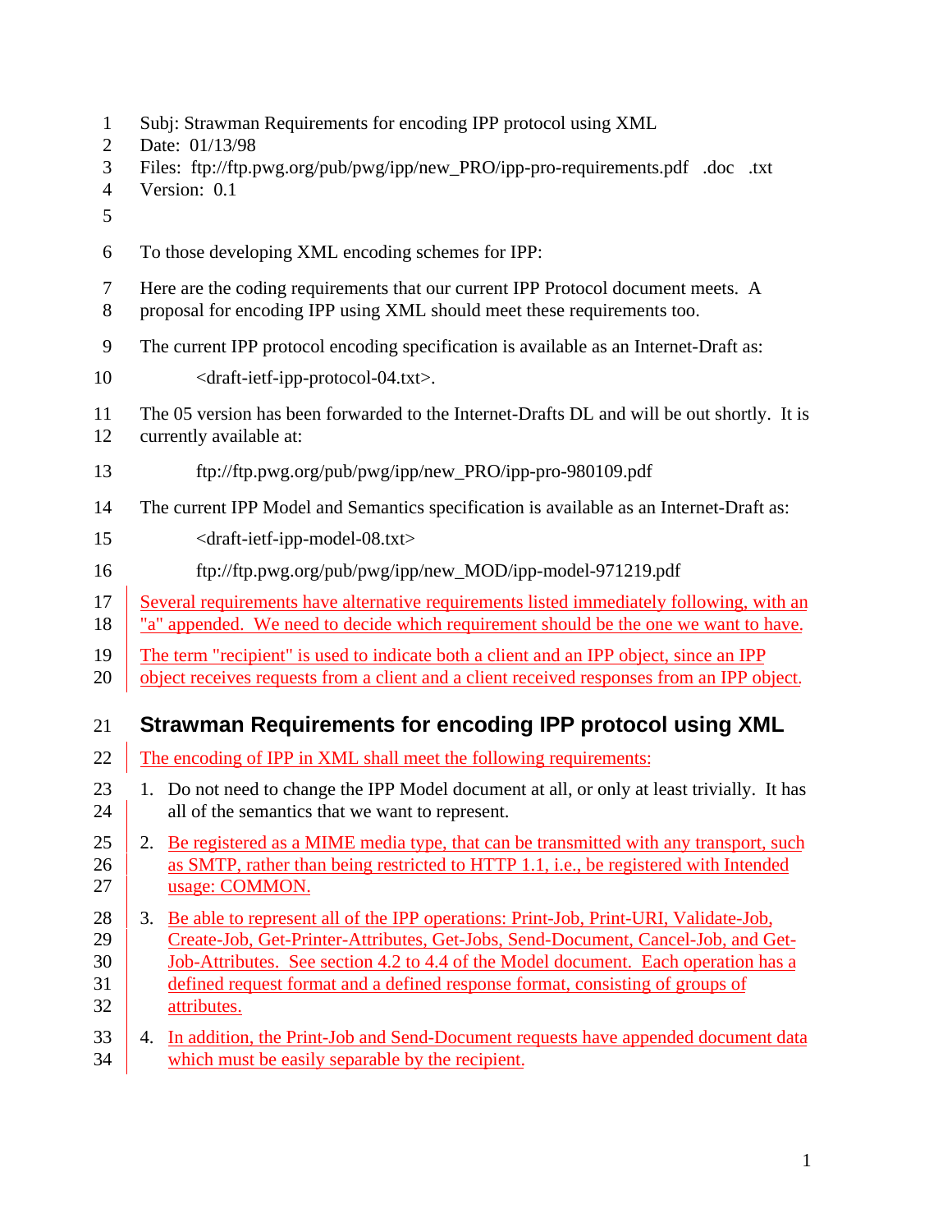Subj: Strawman Requirements for encoding IPP protocol using XML
Date: 01/13/98
Files: ftp://ftp.pwg.org/pub/pwg/ipp/new_PRO/ipp-pro-requirements.pdf .doc .txt
Version: 0.1

To those developing XML encoding schemes for IPP:

Here are the coding requirements that our current IPP Protocol document meets. A proposal for encoding IPP using XML should meet these requirements too.

The current IPP protocol encoding specification is available as an Internet-Draft as:

<draft-ietf-ipp-protocol-04.txt>.

The 05 version has been forwarded to the Internet-Drafts DL and will be out shortly. It is currently available at:

ftp://ftp.pwg.org/pub/pwg/ipp/new_PRO/ipp-pro-980109.pdf

The current IPP Model and Semantics specification is available as an Internet-Draft as:

<draft-ietf-ipp-model-08.txt>

ftp://ftp.pwg.org/pub/pwg/ipp/new_MOD/ipp-model-971219.pdf

Several requirements have alternative requirements listed immediately following, with an "a" appended. We need to decide which requirement should be the one we want to have.

The term "recipient" is used to indicate both a client and an IPP object, since an IPP object receives requests from a client and a client received responses from an IPP object.

## Strawman Requirements for encoding IPP protocol using XML

The encoding of IPP in XML shall meet the following requirements:

1. Do not need to change the IPP Model document at all, or only at least trivially. It has all of the semantics that we want to represent.
2. Be registered as a MIME media type, that can be transmitted with any transport, such as SMTP, rather than being restricted to HTTP 1.1, i.e., be registered with Intended usage: COMMON.
3. Be able to represent all of the IPP operations: Print-Job, Print-URI, Validate-Job, Create-Job, Get-Printer-Attributes, Get-Jobs, Send-Document, Cancel-Job, and Get-Job-Attributes. See section 4.2 to 4.4 of the Model document. Each operation has a defined request format and a defined response format, consisting of groups of attributes.
4. In addition, the Print-Job and Send-Document requests have appended document data which must be easily separable by the recipient.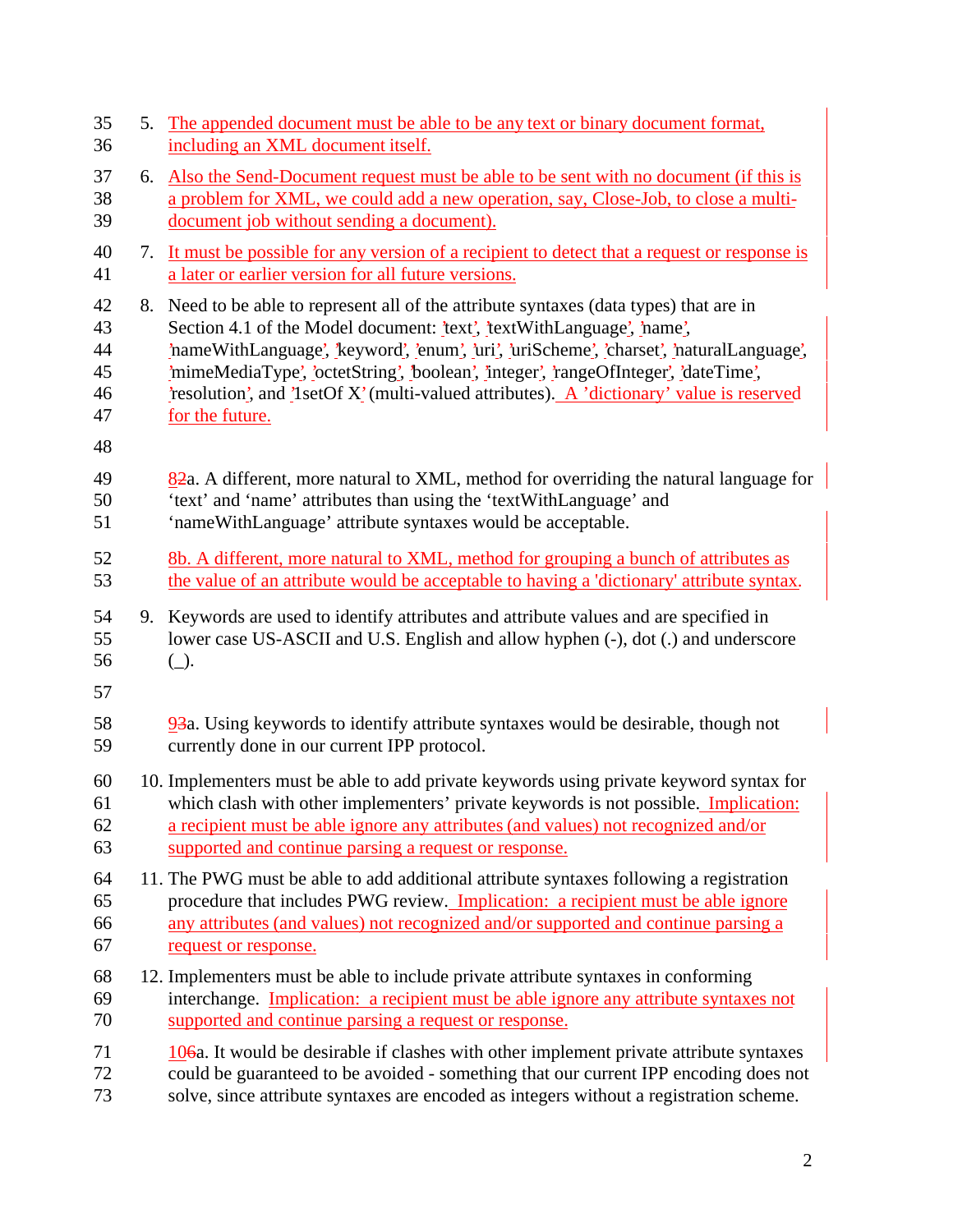5. The appended document must be able to be any text or binary document format, including an XML document itself.

6. Also the Send-Document request must be able to be sent with no document (if this is a problem for XML, we could add a new operation, say, Close-Job, to close a multi-document job without sending a document).

7. It must be possible for any version of a recipient to detect that a request or response is a later or earlier version for all future versions.

8. Need to be able to represent all of the attribute syntaxes (data types) that are in Section 4.1 of the Model document: 'text', 'textWithLanguage', 'name', 'nameWithLanguage', 'keyword', 'enum', 'uri', 'uriScheme', 'charset', 'naturalLanguage', 'mimeMediaType', 'octetString', 'boolean', 'integer', 'rangeOfInteger', 'dateTime', 'resolution', and '1setOf X' (multi-valued attributes). A 'dictionary' value is reserved for the future.

   82a. A different, more natural to XML, method for overriding the natural language for 'text' and 'name' attributes than using the 'textWithLanguage' and 'nameWithLanguage' attribute syntaxes would be acceptable.

   8b. A different, more natural to XML, method for grouping a bunch of attributes as the value of an attribute would be acceptable to having a 'dictionary' attribute syntax.

9. Keywords are used to identify attributes and attribute values and are specified in lower case US-ASCII and U.S. English and allow hyphen (-), dot (.) and underscore (_).

   93a. Using keywords to identify attribute syntaxes would be desirable, though not currently done in our current IPP protocol.

10. Implementers must be able to add private keywords using private keyword syntax for which clash with other implementers' private keywords is not possible. Implication: a recipient must be able ignore any attributes (and values) not recognized and/or supported and continue parsing a request or response.

11. The PWG must be able to add additional attribute syntaxes following a registration procedure that includes PWG review. Implication: a recipient must be able ignore any attributes (and values) not recognized and/or supported and continue parsing a request or response.

12. Implementers must be able to include private attribute syntaxes in conforming interchange. Implication: a recipient must be able ignore any attribute syntaxes not supported and continue parsing a request or response.

   106a. It would be desirable if clashes with other implement private attribute syntaxes could be guaranteed to be avoided - something that our current IPP encoding does not solve, since attribute syntaxes are encoded as integers without a registration scheme.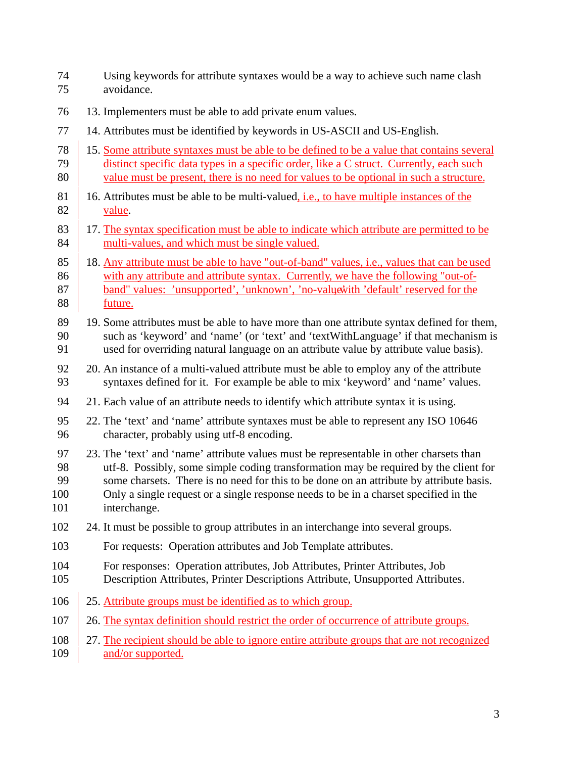Using keywords for attribute syntaxes would be a way to achieve such name clash avoidance.

13. Implementers must be able to add private enum values.

14. Attributes must be identified by keywords in US-ASCII and US-English.

15. Some attribute syntaxes must be able to be defined to be a value that contains several distinct specific data types in a specific order, like a C struct. Currently, each such value must be present, there is no need for values to be optional in such a structure.

16. Attributes must be able to be multi-valued, i.e., to have multiple instances of the value.

17. The syntax specification must be able to indicate which attribute are permitted to be multi-values, and which must be single valued.

18. Any attribute must be able to have "out-of-band" values, i.e., values that can be used with any attribute and attribute syntax. Currently, we have the following "out-of-band" values: 'unsupported', 'unknown', 'no-value' with 'default' reserved for the future.

19. Some attributes must be able to have more than one attribute syntax defined for them, such as 'keyword' and 'name' (or 'text' and 'textWithLanguage' if that mechanism is used for overriding natural language on an attribute value by attribute value basis).

20. An instance of a multi-valued attribute must be able to employ any of the attribute syntaxes defined for it. For example be able to mix 'keyword' and 'name' values.

21. Each value of an attribute needs to identify which attribute syntax it is using.

22. The 'text' and 'name' attribute syntaxes must be able to represent any ISO 10646 character, probably using utf-8 encoding.

23. The 'text' and 'name' attribute values must be representable in other charsets than utf-8. Possibly, some simple coding transformation may be required by the client for some charsets. There is no need for this to be done on an attribute by attribute basis. Only a single request or a single response needs to be in a charset specified in the interchange.

24. It must be possible to group attributes in an interchange into several groups.

    For requests: Operation attributes and Job Template attributes.

    For responses: Operation attributes, Job Attributes, Printer Attributes, Job Description Attributes, Printer Descriptions Attribute, Unsupported Attributes.

25. Attribute groups must be identified as to which group.

26. The syntax definition should restrict the order of occurrence of attribute groups.

27. The recipient should be able to ignore entire attribute groups that are not recognized and/or supported.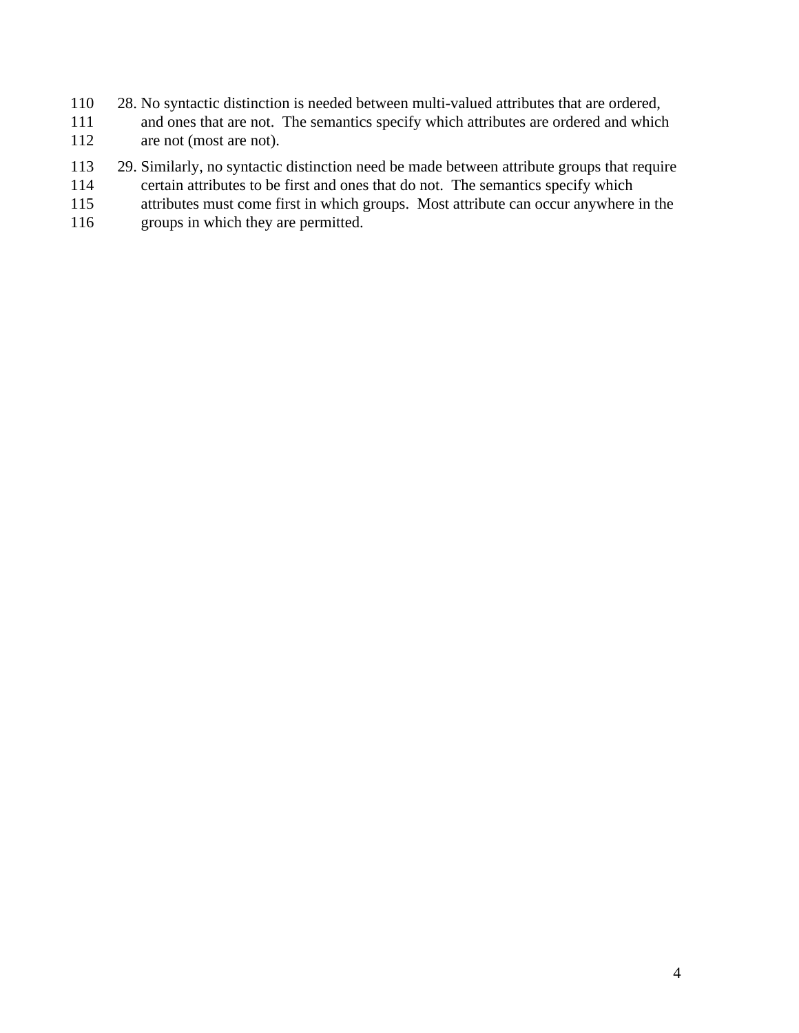28. No syntactic distinction is needed between multi-valued attributes that are ordered, and ones that are not. The semantics specify which attributes are ordered and which are not (most are not).

29. Similarly, no syntactic distinction need be made between attribute groups that require certain attributes to be first and ones that do not. The semantics specify which attributes must come first in which groups. Most attribute can occur anywhere in the groups in which they are permitted.